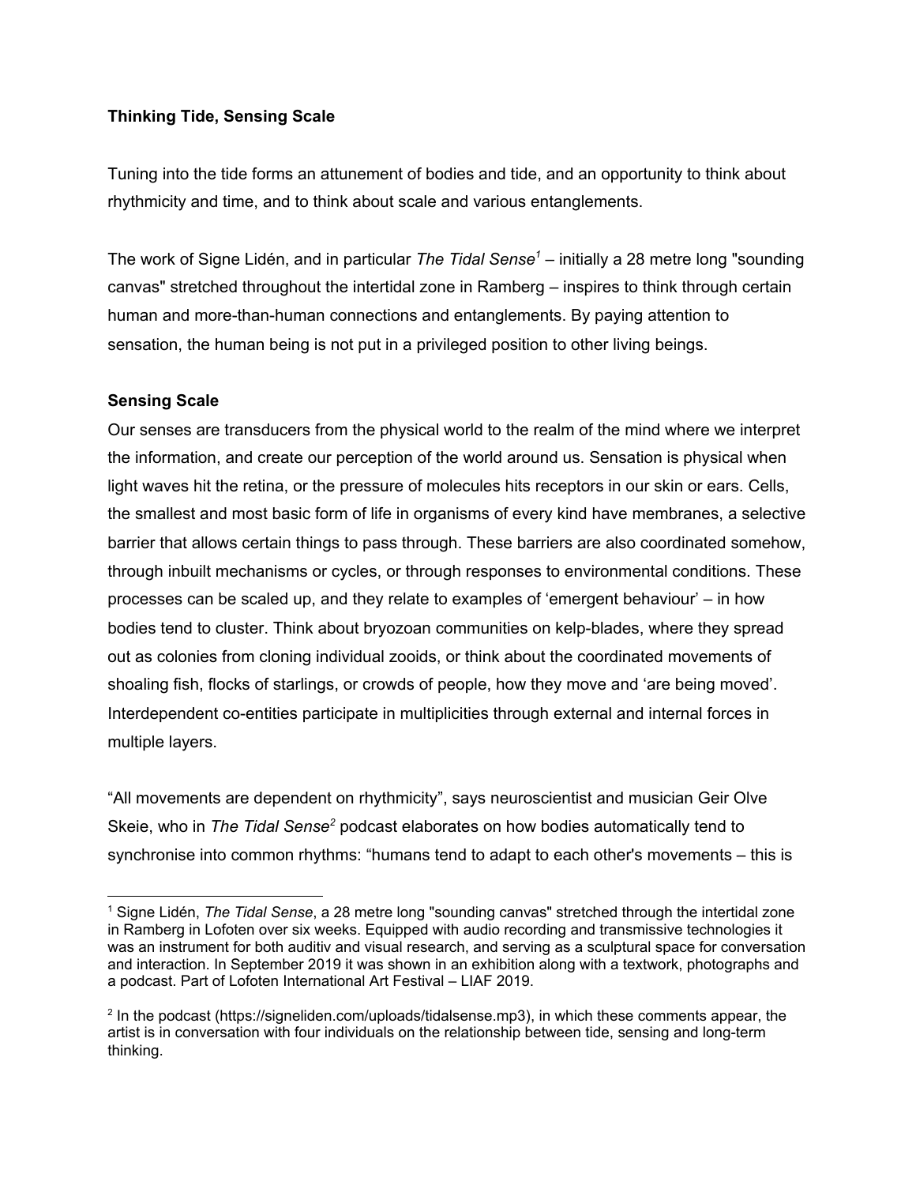**Thinking Tide, Sensing Scale**

Tuning into the tide forms an attunement of bodies and tide, and an opportunity to think about rhythmicity and time, and to think about scale and various entanglements.

The work of Signe Lidén, and in particular *The Tidal Sense*[1] – initially a 28 metre long "sounding canvas" stretched throughout the intertidal zone in Ramberg – inspires to think through certain human and more-than-human connections and entanglements. By paying attention to sensation, the human being is not put in a privileged position to other living beings.

**Sensing Scale**

Our senses are transducers from the physical world to the realm of the mind where we interpret the information, and create our perception of the world around us. Sensation is physical when light waves hit the retina, or the pressure of molecules hits receptors in our skin or ears. Cells, the smallest and most basic form of life in organisms of every kind have membranes, a selective barrier that allows certain things to pass through. These barriers are also coordinated somehow, through inbuilt mechanisms or cycles, or through responses to environmental conditions. These processes can be scaled up, and they relate to examples of 'emergent behaviour' – in how bodies tend to cluster. Think about bryozoan communities on kelp-blades, where they spread out as colonies from cloning individual zooids, or think about the coordinated movements of shoaling fish, flocks of starlings, or crowds of people, how they move and 'are being moved'. Interdependent co-entities participate in multiplicities through external and internal forces in multiple layers.

"All movements are dependent on rhythmicity", says neuroscientist and musician Geir Olve Skeie, who in *The Tidal Sense*[2] podcast elaborates on how bodies automatically tend to synchronise into common rhythms: "humans tend to adapt to each other's movements – this is

---

[1] Signe Lidén, *The Tidal Sense*, a 28 metre long "sounding canvas" stretched through the intertidal zone in Ramberg in Lofoten over six weeks. Equipped with audio recording and transmissive technologies it was an instrument for both auditiv and visual research, and serving as a sculptural space for conversation and interaction. In September 2019 it was shown in an exhibition along with a textwork, photographs and a podcast. Part of Lofoten International Art Festival – LIAF 2019.

[2] In the podcast (https://signeliden.com/uploads/tidalsense.mp3), in which these comments appear, the artist is in conversation with four individuals on the relationship between tide, sensing and long-term thinking.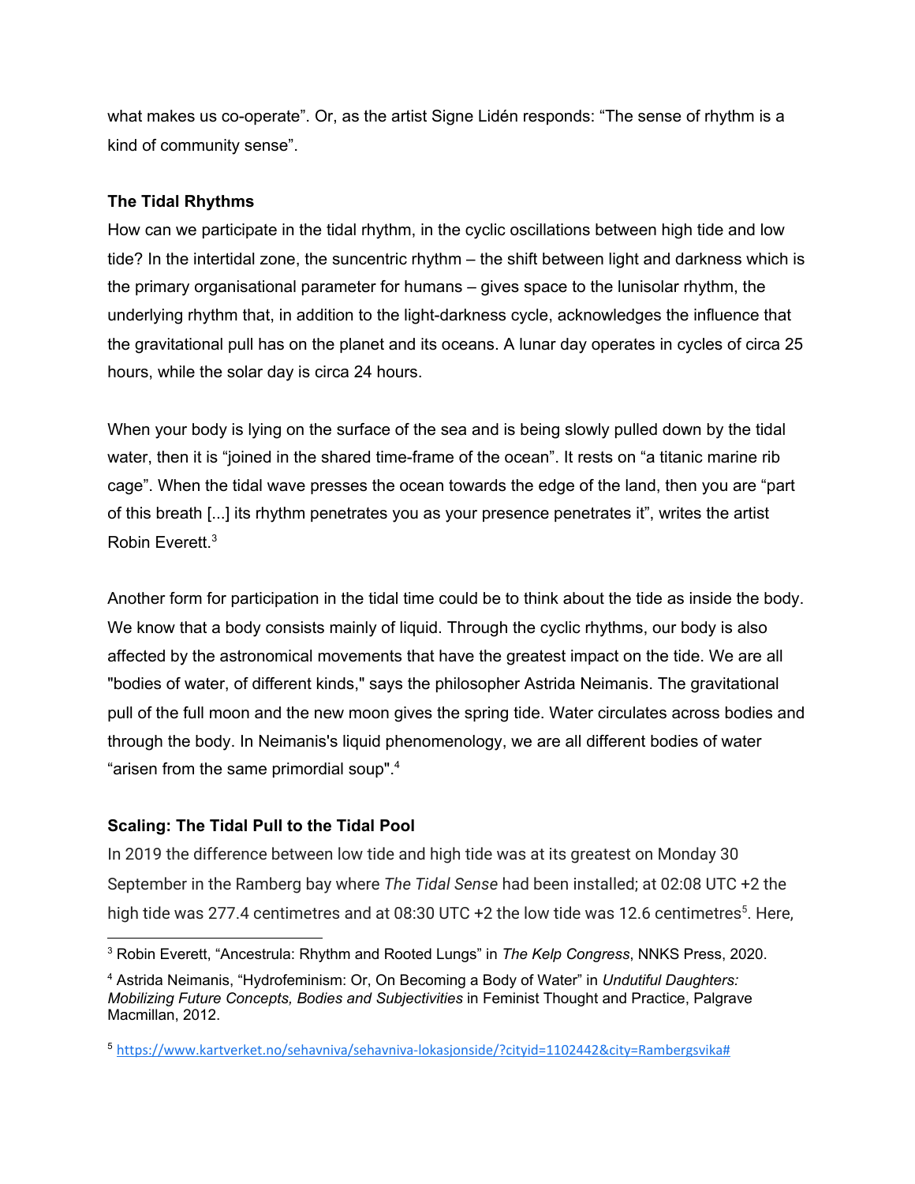what makes us co-operate". Or, as the artist Signe Lidén responds: "The sense of rhythm is a kind of community sense".

### The Tidal Rhythms

How can we participate in the tidal rhythm, in the cyclic oscillations between high tide and low tide? In the intertidal zone, the suncentric rhythm – the shift between light and darkness which is the primary organisational parameter for humans – gives space to the lunisolar rhythm, the underlying rhythm that, in addition to the light-darkness cycle, acknowledges the influence that the gravitational pull has on the planet and its oceans. A lunar day operates in cycles of circa 25 hours, while the solar day is circa 24 hours.

When your body is lying on the surface of the sea and is being slowly pulled down by the tidal water, then it is "joined in the shared time-frame of the ocean". It rests on "a titanic marine rib cage". When the tidal wave presses the ocean towards the edge of the land, then you are "part of this breath [...] its rhythm penetrates you as your presence penetrates it", writes the artist Robin Everett.[3]

Another form for participation in the tidal time could be to think about the tide as inside the body. We know that a body consists mainly of liquid. Through the cyclic rhythms, our body is also affected by the astronomical movements that have the greatest impact on the tide. We are all "bodies of water, of different kinds," says the philosopher Astrida Neimanis. The gravitational pull of the full moon and the new moon gives the spring tide. Water circulates across bodies and through the body. In Neimanis's liquid phenomenology, we are all different bodies of water "arisen from the same primordial soup".[4]

### Scaling: The Tidal Pull to the Tidal Pool

In 2019 the difference between low tide and high tide was at its greatest on Monday 30 September in the Ramberg bay where *The Tidal Sense* had been installed; at 02:08 UTC +2 the high tide was 277.4 centimetres and at 08:30 UTC +2 the low tide was 12.6 centimetres[5]. Here,

---

[3] Robin Everett, "Ancestrula: Rhythm and Rooted Lungs" in *The Kelp Congress*, NNKS Press, 2020.

[4] Astrida Neimanis, "Hydrofeminism: Or, On Becoming a Body of Water" in *Undutiful Daughters: Mobilizing Future Concepts, Bodies and Subjectivities* in Feminist Thought and Practice, Palgrave Macmillan, 2012.

[5] https://www.kartverket.no/sehavniva/sehavniva-lokasjonside/?cityid=1102442&city=Rambergsvika#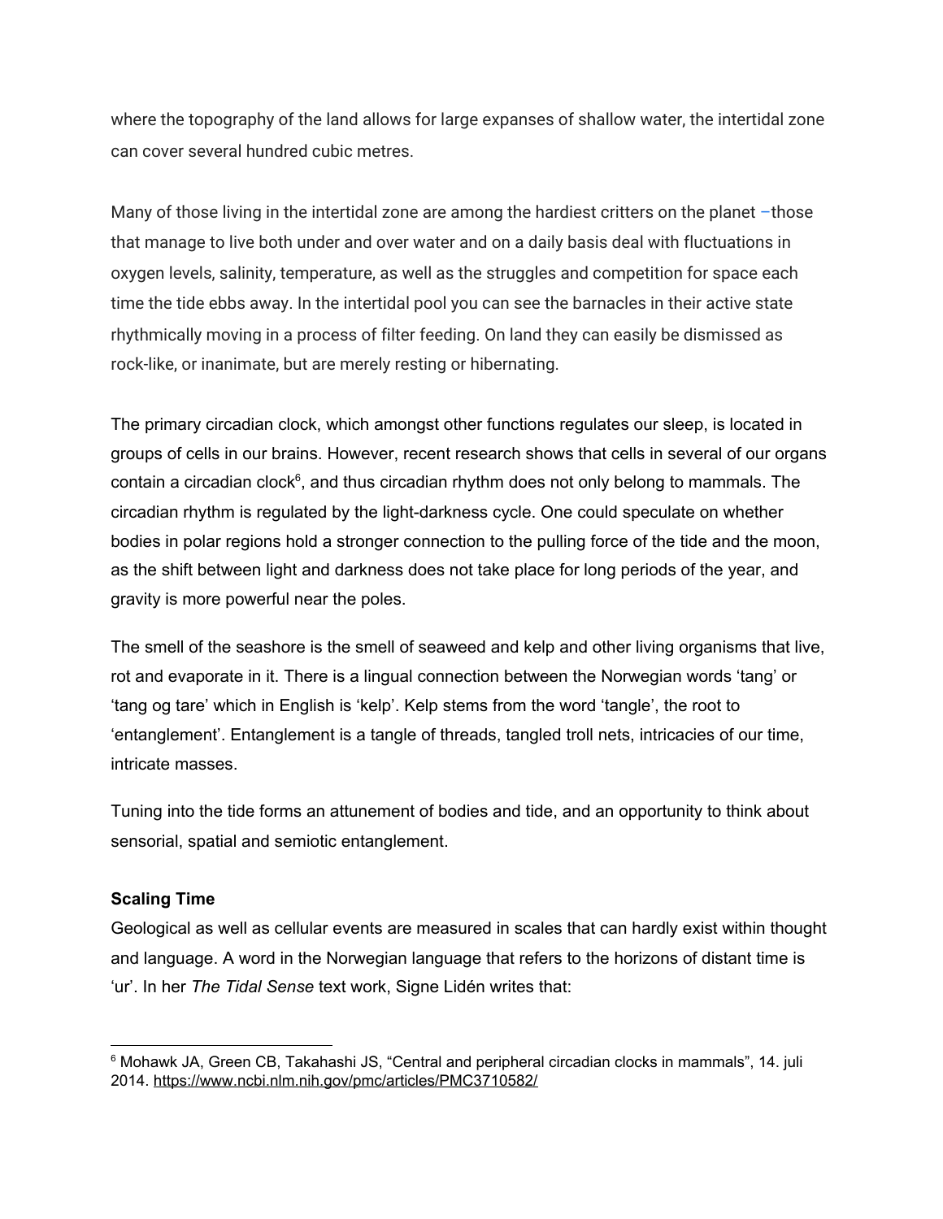where the topography of the land allows for large expanses of shallow water, the intertidal zone can cover several hundred cubic metres.

Many of those living in the intertidal zone are among the hardiest critters on the planet –those that manage to live both under and over water and on a daily basis deal with fluctuations in oxygen levels, salinity, temperature, as well as the struggles and competition for space each time the tide ebbs away. In the intertidal pool you can see the barnacles in their active state rhythmically moving in a process of filter feeding. On land they can easily be dismissed as rock-like, or inanimate, but are merely resting or hibernating.

The primary circadian clock, which amongst other functions regulates our sleep, is located in groups of cells in our brains. However, recent research shows that cells in several of our organs contain a circadian clock[6], and thus circadian rhythm does not only belong to mammals. The circadian rhythm is regulated by the light-darkness cycle. One could speculate on whether bodies in polar regions hold a stronger connection to the pulling force of the tide and the moon, as the shift between light and darkness does not take place for long periods of the year, and gravity is more powerful near the poles.

The smell of the seashore is the smell of seaweed and kelp and other living organisms that live, rot and evaporate in it. There is a lingual connection between the Norwegian words 'tang' or 'tang og tare' which in English is 'kelp'. Kelp stems from the word 'tangle', the root to 'entanglement'. Entanglement is a tangle of threads, tangled troll nets, intricacies of our time, intricate masses.

Tuning into the tide forms an attunement of bodies and tide, and an opportunity to think about sensorial, spatial and semiotic entanglement.

**Scaling Time**

Geological as well as cellular events are measured in scales that can hardly exist within thought and language. A word in the Norwegian language that refers to the horizons of distant time is 'ur'. In her *The Tidal Sense* text work, Signe Lidén writes that:

[6] Mohawk JA, Green CB, Takahashi JS, "Central and peripheral circadian clocks in mammals", 14. juli 2014. https://www.ncbi.nlm.nih.gov/pmc/articles/PMC3710582/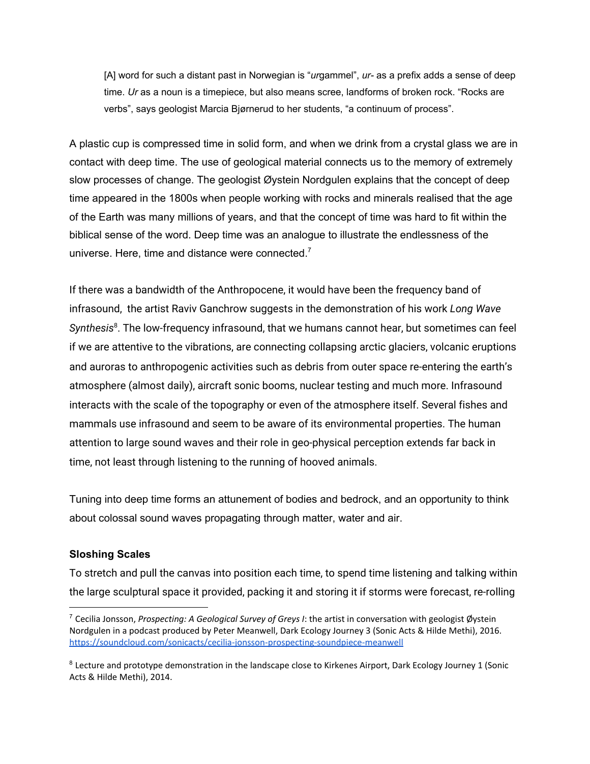> [A] word for such a distant past in Norwegian is "*ur*gammel", *ur-* as a prefix adds a sense of deep time. *Ur* as a noun is a timepiece, but also means scree, landforms of broken rock. "Rocks are verbs", says geologist Marcia Bjørnerud to her students, "a continuum of process".

A plastic cup is compressed time in solid form, and when we drink from a crystal glass we are in contact with deep time. The use of geological material connects us to the memory of extremely slow processes of change. The geologist Øystein Nordgulen explains that the concept of deep time appeared in the 1800s when people working with rocks and minerals realised that the age of the Earth was many millions of years, and that the concept of time was hard to fit within the biblical sense of the word. Deep time was an analogue to illustrate the endlessness of the universe. Here, time and distance were connected.[7]

If there was a bandwidth of the Anthropocene, it would have been the frequency band of infrasound, the artist Raviv Ganchrow suggests in the demonstration of his work *Long Wave Synthesis*[8]. The low-frequency infrasound, that we humans cannot hear, but sometimes can feel if we are attentive to the vibrations, are connecting collapsing arctic glaciers, volcanic eruptions and auroras to anthropogenic activities such as debris from outer space re-entering the earth's atmosphere (almost daily), aircraft sonic booms, nuclear testing and much more. Infrasound interacts with the scale of the topography or even of the atmosphere itself. Several fishes and mammals use infrasound and seem to be aware of its environmental properties. The human attention to large sound waves and their role in geo-physical perception extends far back in time, not least through listening to the running of hooved animals.

Tuning into deep time forms an attunement of bodies and bedrock, and an opportunity to think about colossal sound waves propagating through matter, water and air.

### Sloshing Scales

To stretch and pull the canvas into position each time, to spend time listening and talking within the large sculptural space it provided, packing it and storing it if storms were forecast, re-rolling

---

[7] Cecilia Jonsson, *Prospecting: A Geological Survey of Greys I*: the artist in conversation with geologist Øystein Nordgulen in a podcast produced by Peter Meanwell, Dark Ecology Journey 3 (Sonic Acts & Hilde Methi), 2016. https://soundcloud.com/sonicacts/cecilia-jonsson-prospecting-soundpiece-meanwell

[8] Lecture and prototype demonstration in the landscape close to Kirkenes Airport, Dark Ecology Journey 1 (Sonic Acts & Hilde Methi), 2014.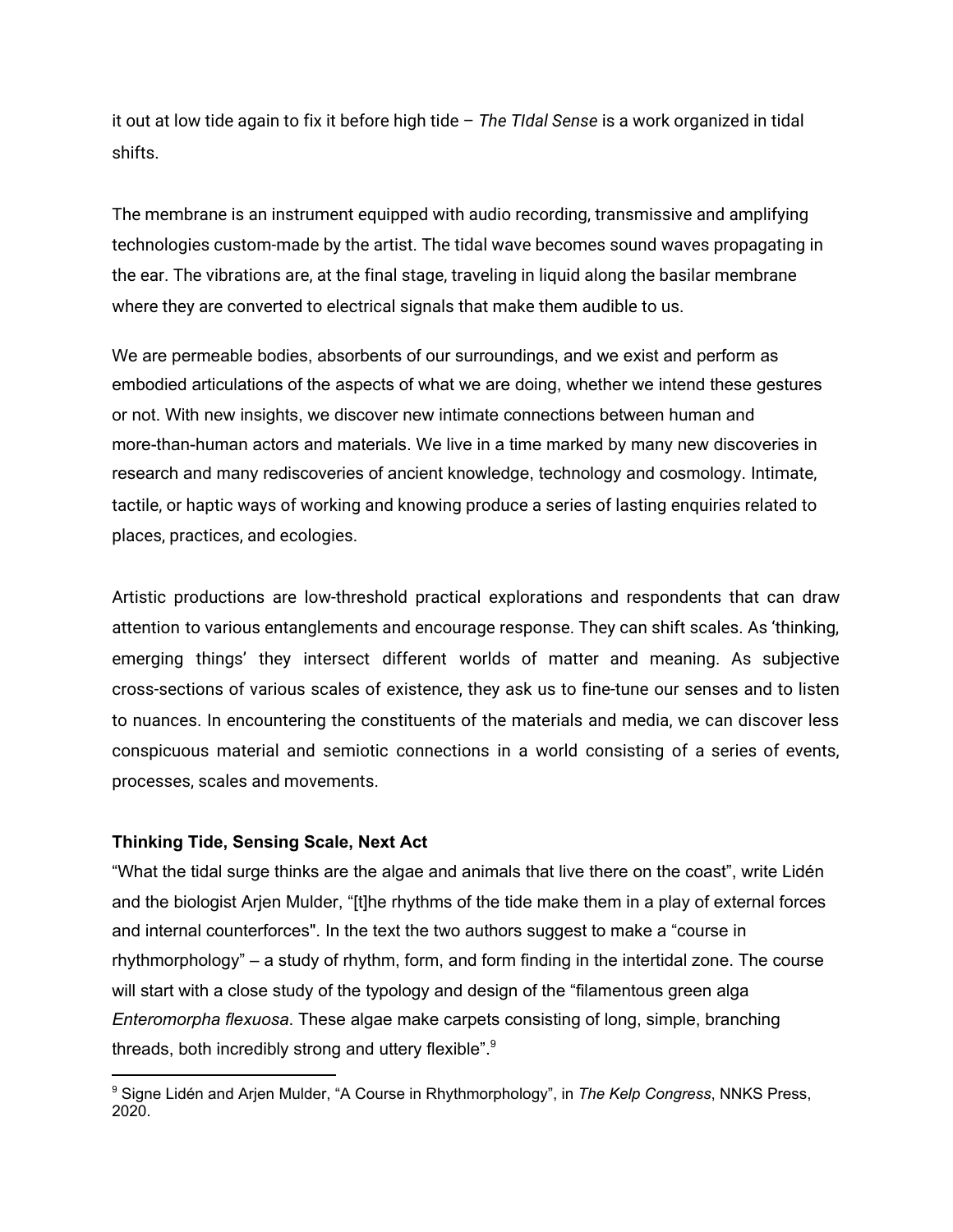it out at low tide again to fix it before high tide – *The TIdal Sense* is a work organized in tidal shifts.

The membrane is an instrument equipped with audio recording, transmissive and amplifying technologies custom-made by the artist. The tidal wave becomes sound waves propagating in the ear. The vibrations are, at the final stage, traveling in liquid along the basilar membrane where they are converted to electrical signals that make them audible to us.

We are permeable bodies, absorbents of our surroundings, and we exist and perform as embodied articulations of the aspects of what we are doing, whether we intend these gestures or not. With new insights, we discover new intimate connections between human and more-than-human actors and materials. We live in a time marked by many new discoveries in research and many rediscoveries of ancient knowledge, technology and cosmology. Intimate, tactile, or haptic ways of working and knowing produce a series of lasting enquiries related to places, practices, and ecologies.

Artistic productions are low-threshold practical explorations and respondents that can draw attention to various entanglements and encourage response. They can shift scales. As 'thinking, emerging things' they intersect different worlds of matter and meaning. As subjective cross-sections of various scales of existence, they ask us to fine-tune our senses and to listen to nuances. In encountering the constituents of the materials and media, we can discover less conspicuous material and semiotic connections in a world consisting of a series of events, processes, scales and movements.

**Thinking Tide, Sensing Scale, Next Act**

"What the tidal surge thinks are the algae and animals that live there on the coast", write Lidén and the biologist Arjen Mulder, "[t]he rhythms of the tide make them in a play of external forces and internal counterforces". In the text the two authors suggest to make a "course in rhythmorphology" – a study of rhythm, form, and form finding in the intertidal zone. The course will start with a close study of the typology and design of the "filamentous green alga *Enteromorpha flexuosa*. These algae make carpets consisting of long, simple, branching threads, both incredibly strong and uttery flexible".[9]

[9] Signe Lidén and Arjen Mulder, "A Course in Rhythmorphology", in *The Kelp Congress*, NNKS Press, 2020.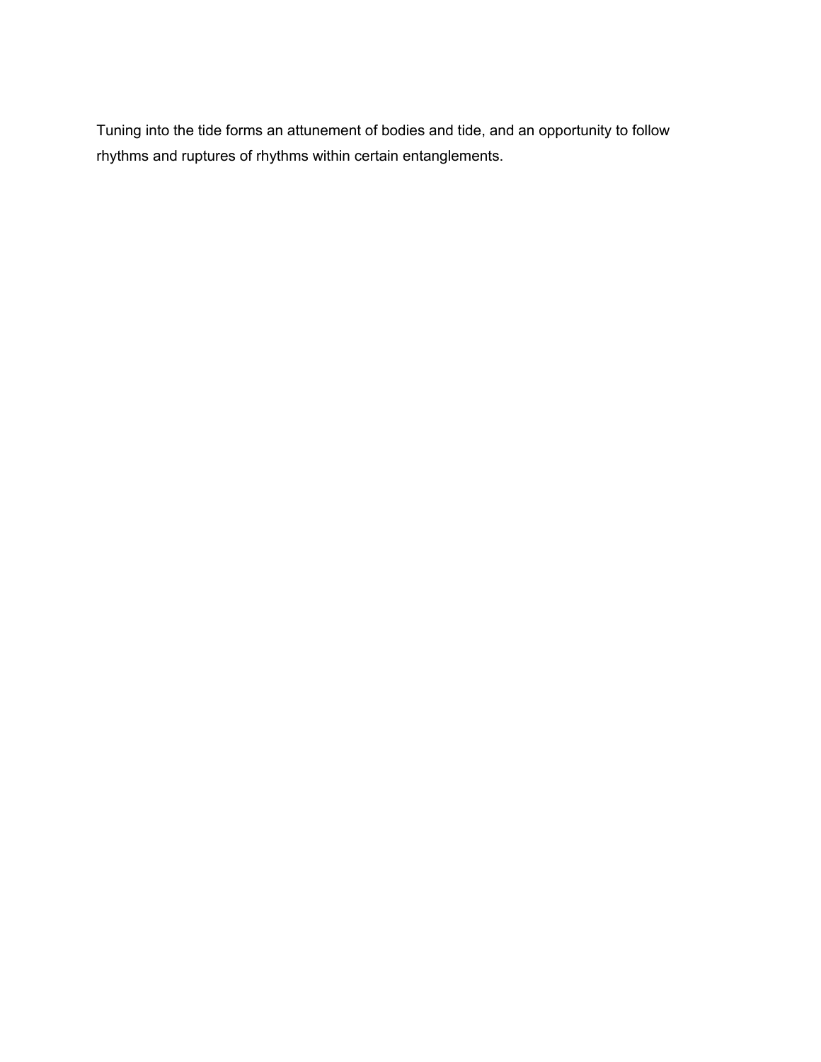Tuning into the tide forms an attunement of bodies and tide, and an opportunity to follow rhythms and ruptures of rhythms within certain entanglements.